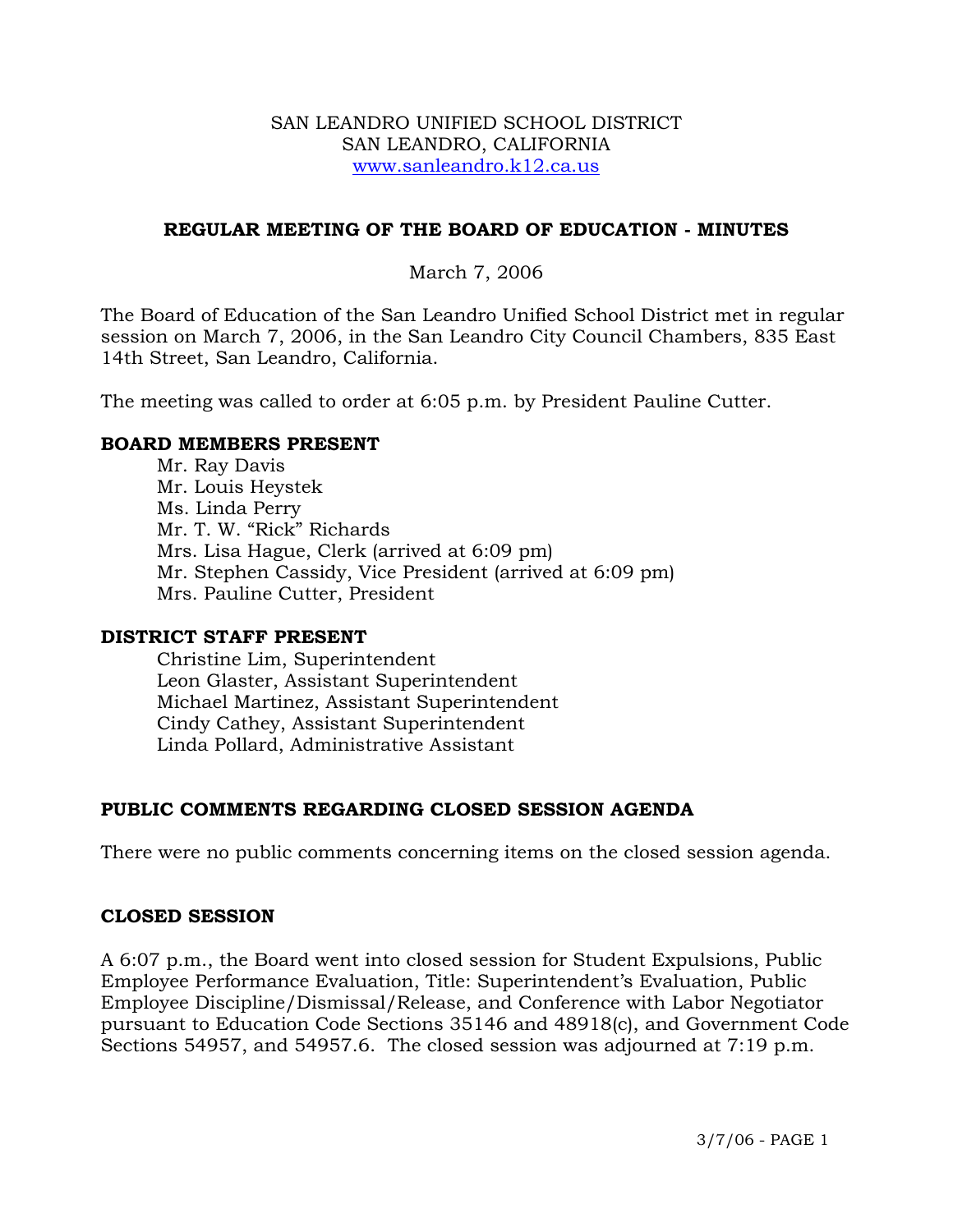SAN LEANDRO UNIFIED SCHOOL DISTRICT
SAN LEANDRO, CALIFORNIA
www.sanleandro.k12.ca.us

## REGULAR MEETING OF THE BOARD OF EDUCATION - MINUTES

March 7, 2006

The Board of Education of the San Leandro Unified School District met in regular session on March 7, 2006, in the San Leandro City Council Chambers, 835 East 14th Street, San Leandro, California.

The meeting was called to order at 6:05 p.m. by President Pauline Cutter.

### BOARD MEMBERS PRESENT

Mr. Ray Davis
Mr. Louis Heystek
Ms. Linda Perry
Mr. T. W. "Rick" Richards
Mrs. Lisa Hague, Clerk (arrived at 6:09 pm)
Mr. Stephen Cassidy, Vice President (arrived at 6:09 pm)
Mrs. Pauline Cutter, President

### DISTRICT STAFF PRESENT

Christine Lim, Superintendent
Leon Glaster, Assistant Superintendent
Michael Martinez, Assistant Superintendent
Cindy Cathey, Assistant Superintendent
Linda Pollard, Administrative Assistant

### PUBLIC COMMENTS REGARDING CLOSED SESSION AGENDA

There were no public comments concerning items on the closed session agenda.

### CLOSED SESSION

A 6:07 p.m., the Board went into closed session for Student Expulsions, Public Employee Performance Evaluation, Title: Superintendent's Evaluation, Public Employee Discipline/Dismissal/Release, and Conference with Labor Negotiator pursuant to Education Code Sections 35146 and 48918(c), and Government Code Sections 54957, and 54957.6. The closed session was adjourned at 7:19 p.m.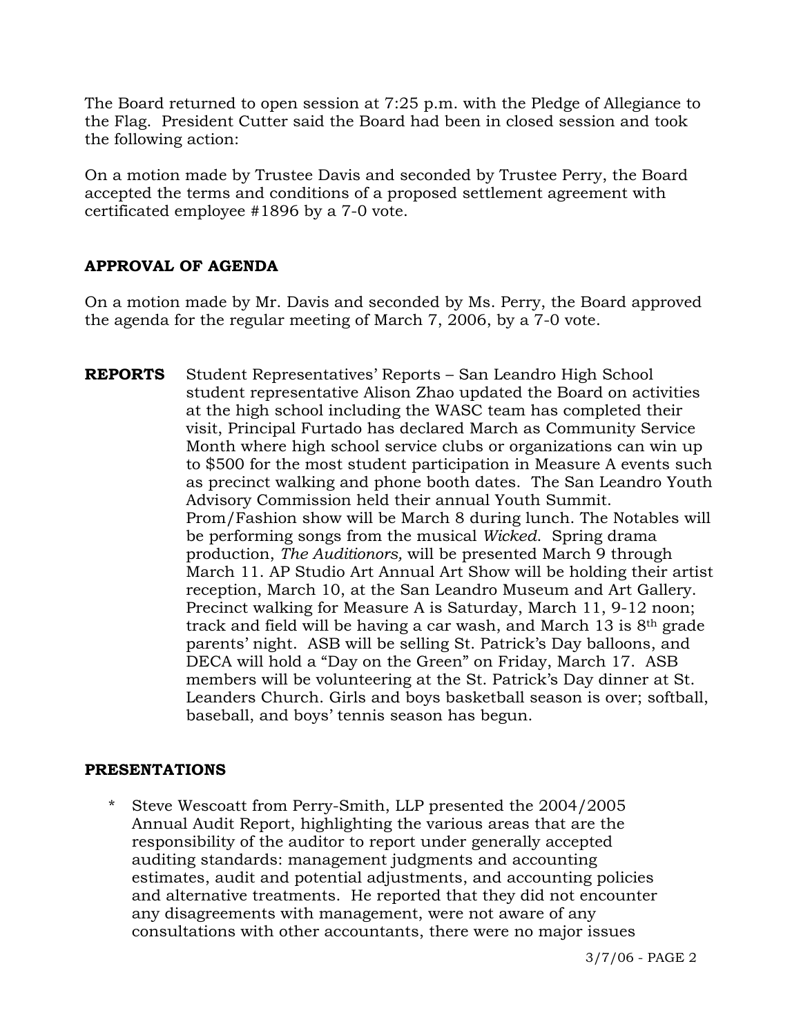The Board returned to open session at 7:25 p.m. with the Pledge of Allegiance to the Flag. President Cutter said the Board had been in closed session and took the following action:

On a motion made by Trustee Davis and seconded by Trustee Perry, the Board accepted the terms and conditions of a proposed settlement agreement with certificated employee #1896 by a 7-0 vote.

**APPROVAL OF AGENDA**

On a motion made by Mr. Davis and seconded by Ms. Perry, the Board approved the agenda for the regular meeting of March 7, 2006, by a 7-0 vote.

**REPORTS** Student Representatives' Reports – San Leandro High School student representative Alison Zhao updated the Board on activities at the high school including the WASC team has completed their visit, Principal Furtado has declared March as Community Service Month where high school service clubs or organizations can win up to $500 for the most student participation in Measure A events such as precinct walking and phone booth dates. The San Leandro Youth Advisory Commission held their annual Youth Summit. Prom/Fashion show will be March 8 during lunch. The Notables will be performing songs from the musical *Wicked*. Spring drama production, *The Auditionors,* will be presented March 9 through March 11. AP Studio Art Annual Art Show will be holding their artist reception, March 10, at the San Leandro Museum and Art Gallery. Precinct walking for Measure A is Saturday, March 11, 9-12 noon; track and field will be having a car wash, and March 13 is 8th grade parents' night. ASB will be selling St. Patrick's Day balloons, and DECA will hold a "Day on the Green" on Friday, March 17. ASB members will be volunteering at the St. Patrick's Day dinner at St. Leanders Church. Girls and boys basketball season is over; softball, baseball, and boys' tennis season has begun.

**PRESENTATIONS**

* Steve Wescoatt from Perry-Smith, LLP presented the 2004/2005 Annual Audit Report, highlighting the various areas that are the responsibility of the auditor to report under generally accepted auditing standards: management judgments and accounting estimates, audit and potential adjustments, and accounting policies and alternative treatments. He reported that they did not encounter any disagreements with management, were not aware of any consultations with other accountants, there were no major issues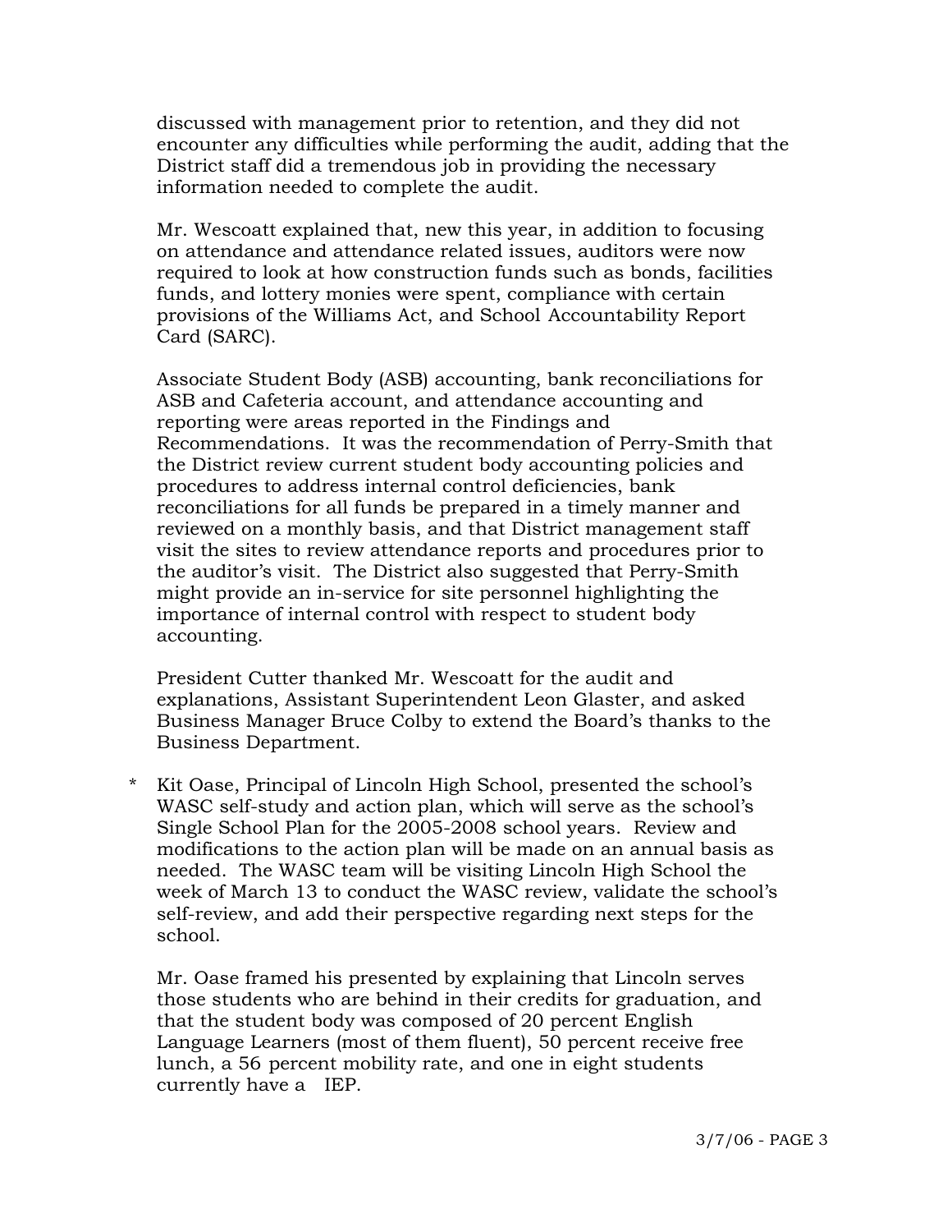discussed with management prior to retention, and they did not encounter any difficulties while performing the audit, adding that the District staff did a tremendous job in providing the necessary information needed to complete the audit.

Mr. Wescoatt explained that, new this year, in addition to focusing on attendance and attendance related issues, auditors were now required to look at how construction funds such as bonds, facilities funds, and lottery monies were spent, compliance with certain provisions of the Williams Act, and School Accountability Report Card (SARC).

Associate Student Body (ASB) accounting, bank reconciliations for ASB and Cafeteria account, and attendance accounting and reporting were areas reported in the Findings and Recommendations. It was the recommendation of Perry-Smith that the District review current student body accounting policies and procedures to address internal control deficiencies, bank reconciliations for all funds be prepared in a timely manner and reviewed on a monthly basis, and that District management staff visit the sites to review attendance reports and procedures prior to the auditor's visit. The District also suggested that Perry-Smith might provide an in-service for site personnel highlighting the importance of internal control with respect to student body accounting.

President Cutter thanked Mr. Wescoatt for the audit and explanations, Assistant Superintendent Leon Glaster, and asked Business Manager Bruce Colby to extend the Board's thanks to the Business Department.

\* Kit Oase, Principal of Lincoln High School, presented the school's WASC self-study and action plan, which will serve as the school's Single School Plan for the 2005-2008 school years. Review and modifications to the action plan will be made on an annual basis as needed. The WASC team will be visiting Lincoln High School the week of March 13 to conduct the WASC review, validate the school's self-review, and add their perspective regarding next steps for the school.

Mr. Oase framed his presented by explaining that Lincoln serves those students who are behind in their credits for graduation, and that the student body was composed of 20 percent English Language Learners (most of them fluent), 50 percent receive free lunch, a 56 percent mobility rate, and one in eight students currently have a IEP.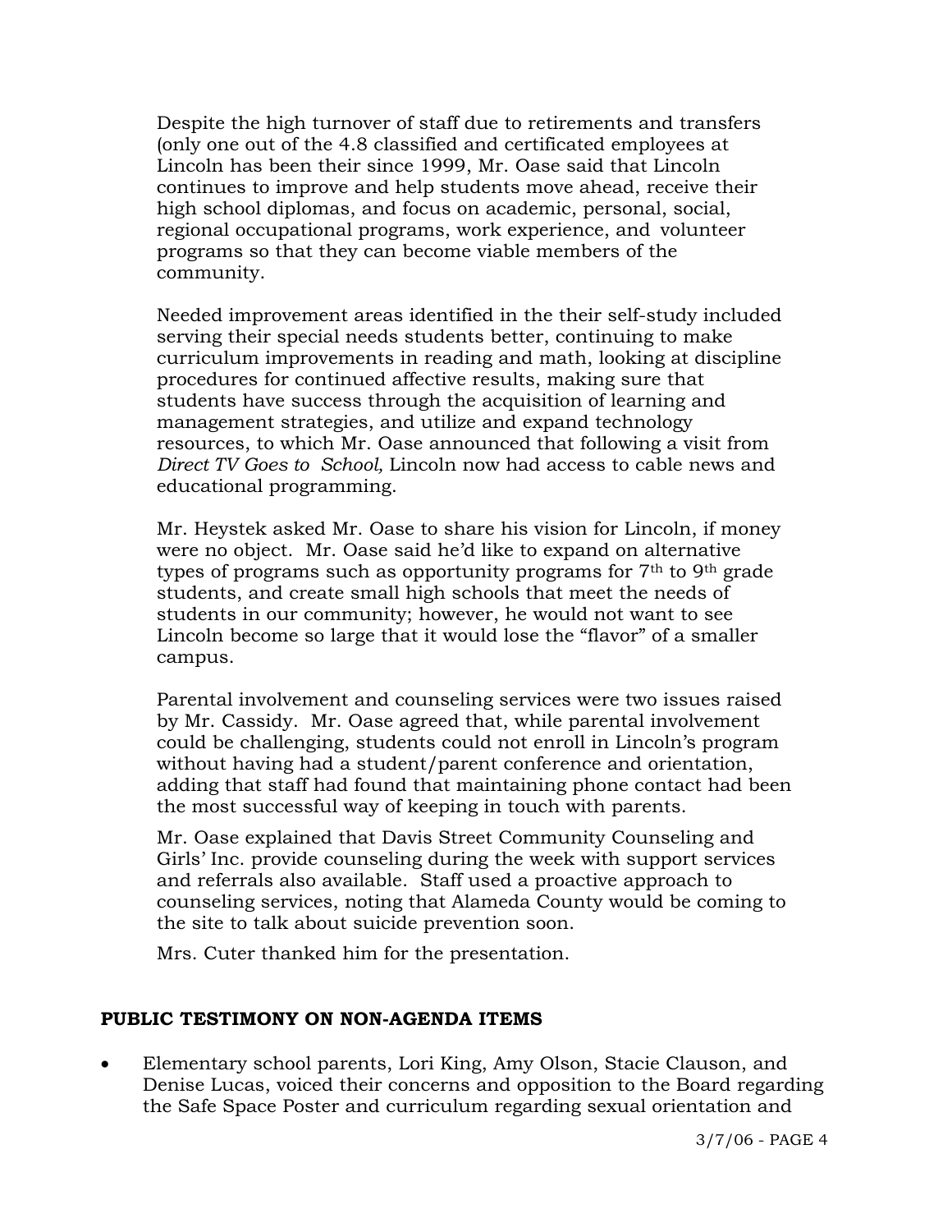Despite the high turnover of staff due to retirements and transfers (only one out of the 4.8 classified and certificated employees at Lincoln has been their since 1999, Mr. Oase said that Lincoln continues to improve and help students move ahead, receive their high school diplomas, and focus on academic, personal, social, regional occupational programs, work experience, and volunteer programs so that they can become viable members of the community.

Needed improvement areas identified in the their self-study included serving their special needs students better, continuing to make curriculum improvements in reading and math, looking at discipline procedures for continued affective results, making sure that students have success through the acquisition of learning and management strategies, and utilize and expand technology resources, to which Mr. Oase announced that following a visit from *Direct TV Goes to School,* Lincoln now had access to cable news and educational programming.

Mr. Heystek asked Mr. Oase to share his vision for Lincoln, if money were no object. Mr. Oase said he'd like to expand on alternative types of programs such as opportunity programs for 7th to 9th grade students, and create small high schools that meet the needs of students in our community; however, he would not want to see Lincoln become so large that it would lose the "flavor" of a smaller campus.

Parental involvement and counseling services were two issues raised by Mr. Cassidy. Mr. Oase agreed that, while parental involvement could be challenging, students could not enroll in Lincoln's program without having had a student/parent conference and orientation, adding that staff had found that maintaining phone contact had been the most successful way of keeping in touch with parents.

Mr. Oase explained that Davis Street Community Counseling and Girls' Inc. provide counseling during the week with support services and referrals also available. Staff used a proactive approach to counseling services, noting that Alameda County would be coming to the site to talk about suicide prevention soon.

Mrs. Cuter thanked him for the presentation.

## PUBLIC TESTIMONY ON NON-AGENDA ITEMS

- Elementary school parents, Lori King, Amy Olson, Stacie Clauson, and Denise Lucas, voiced their concerns and opposition to the Board regarding the Safe Space Poster and curriculum regarding sexual orientation and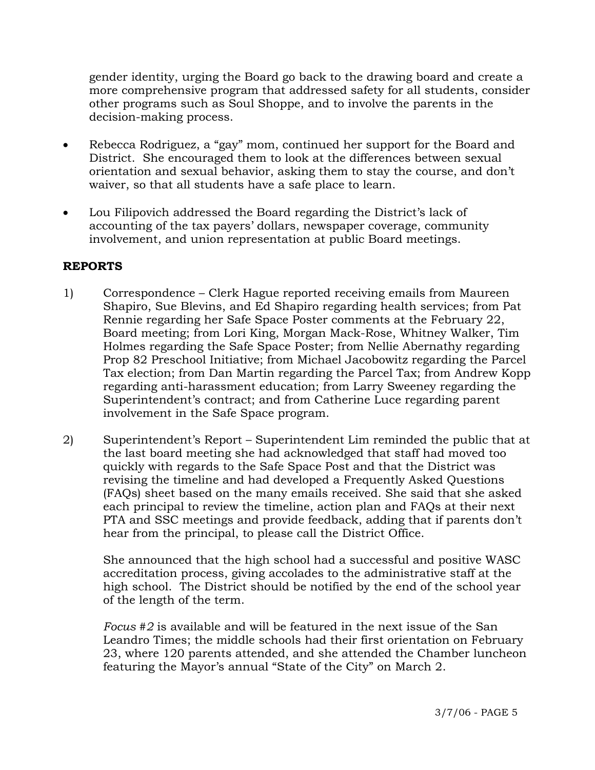gender identity, urging the Board go back to the drawing board and create a more comprehensive program that addressed safety for all students, consider other programs such as Soul Shoppe, and to involve the parents in the decision-making process.

- Rebecca Rodriguez, a "gay" mom, continued her support for the Board and District. She encouraged them to look at the differences between sexual orientation and sexual behavior, asking them to stay the course, and don't waiver, so that all students have a safe place to learn.

- Lou Filipovich addressed the Board regarding the District's lack of accounting of the tax payers' dollars, newspaper coverage, community involvement, and union representation at public Board meetings.

## REPORTS

1) Correspondence – Clerk Hague reported receiving emails from Maureen Shapiro, Sue Blevins, and Ed Shapiro regarding health services; from Pat Rennie regarding her Safe Space Poster comments at the February 22, Board meeting; from Lori King, Morgan Mack-Rose, Whitney Walker, Tim Holmes regarding the Safe Space Poster; from Nellie Abernathy regarding Prop 82 Preschool Initiative; from Michael Jacobowitz regarding the Parcel Tax election; from Dan Martin regarding the Parcel Tax; from Andrew Kopp regarding anti-harassment education; from Larry Sweeney regarding the Superintendent's contract; and from Catherine Luce regarding parent involvement in the Safe Space program.

2) Superintendent's Report – Superintendent Lim reminded the public that at the last board meeting she had acknowledged that staff had moved too quickly with regards to the Safe Space Post and that the District was revising the timeline and had developed a Frequently Asked Questions (FAQs) sheet based on the many emails received. She said that she asked each principal to review the timeline, action plan and FAQs at their next PTA and SSC meetings and provide feedback, adding that if parents don't hear from the principal, to please call the District Office.

   She announced that the high school had a successful and positive WASC accreditation process, giving accolades to the administrative staff at the high school. The District should be notified by the end of the school year of the length of the term.

   *Focus #2* is available and will be featured in the next issue of the San Leandro Times; the middle schools had their first orientation on February 23, where 120 parents attended, and she attended the Chamber luncheon featuring the Mayor's annual "State of the City" on March 2.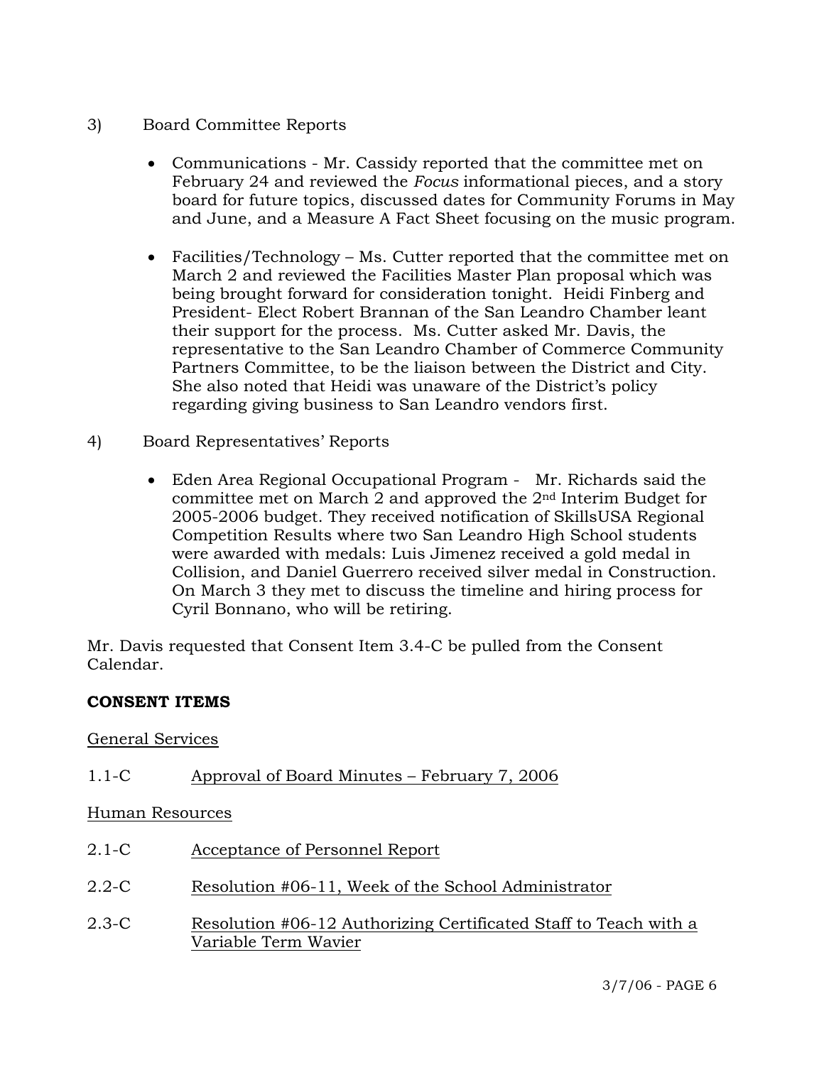3) Board Committee Reports

- Communications - Mr. Cassidy reported that the committee met on February 24 and reviewed the *Focus* informational pieces, and a story board for future topics, discussed dates for Community Forums in May and June, and a Measure A Fact Sheet focusing on the music program.

- Facilities/Technology – Ms. Cutter reported that the committee met on March 2 and reviewed the Facilities Master Plan proposal which was being brought forward for consideration tonight. Heidi Finberg and President- Elect Robert Brannan of the San Leandro Chamber leant their support for the process. Ms. Cutter asked Mr. Davis, the representative to the San Leandro Chamber of Commerce Community Partners Committee, to be the liaison between the District and City. She also noted that Heidi was unaware of the District's policy regarding giving business to San Leandro vendors first.

4) Board Representatives' Reports

- Eden Area Regional Occupational Program - Mr. Richards said the committee met on March 2 and approved the 2nd Interim Budget for 2005-2006 budget. They received notification of SkillsUSA Regional Competition Results where two San Leandro High School students were awarded with medals: Luis Jimenez received a gold medal in Collision, and Daniel Guerrero received silver medal in Construction. On March 3 they met to discuss the timeline and hiring process for Cyril Bonnano, who will be retiring.

Mr. Davis requested that Consent Item 3.4-C be pulled from the Consent Calendar.

**CONSENT ITEMS**

General Services

1.1-C Approval of Board Minutes – February 7, 2006

Human Resources

2.1-C Acceptance of Personnel Report

2.2-C Resolution #06-11, Week of the School Administrator

2.3-C Resolution #06-12 Authorizing Certificated Staff to Teach with a Variable Term Wavier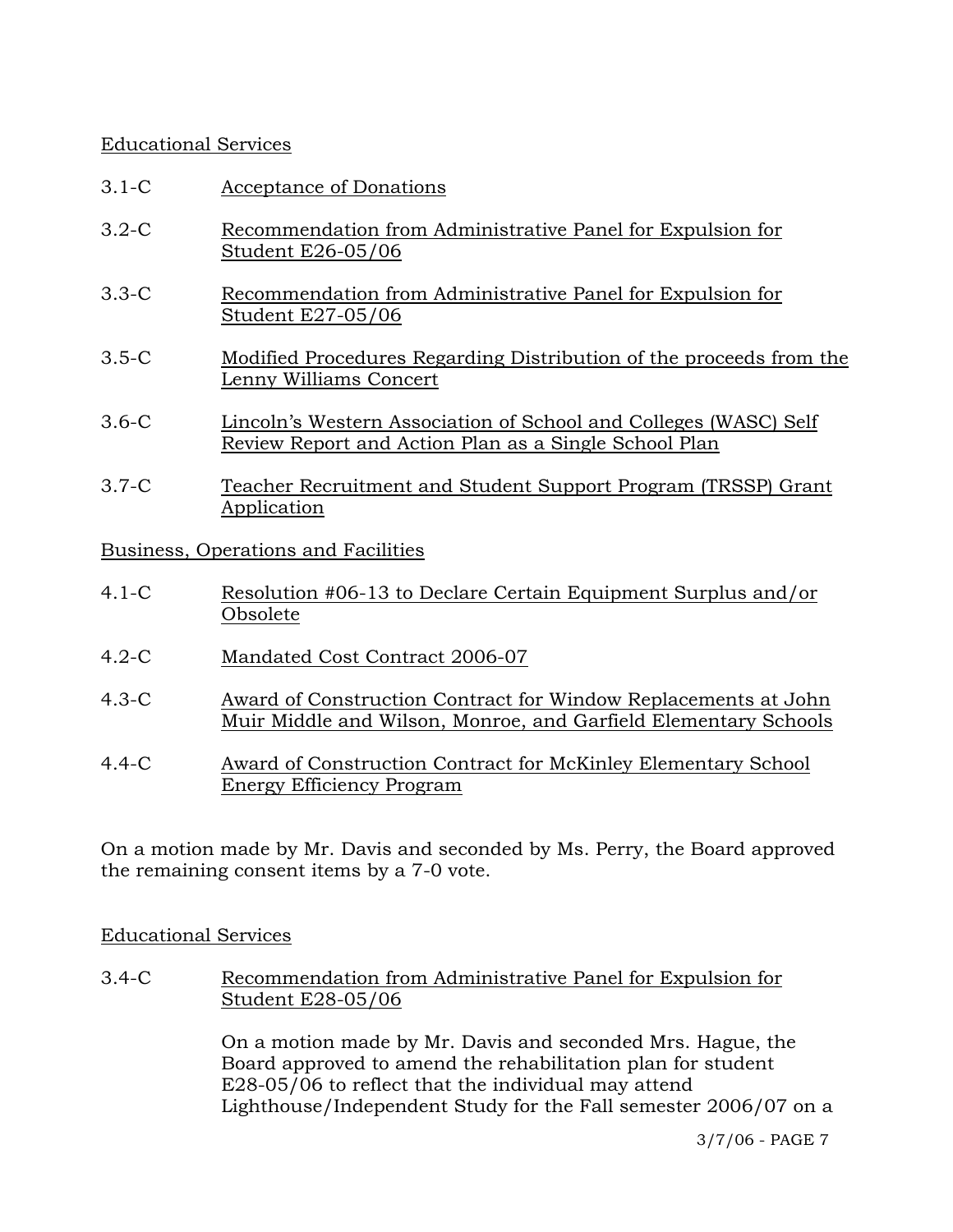Educational Services

3.1-C Acceptance of Donations

3.2-C Recommendation from Administrative Panel for Expulsion for Student E26-05/06

3.3-C Recommendation from Administrative Panel for Expulsion for Student E27-05/06

3.5-C Modified Procedures Regarding Distribution of the proceeds from the Lenny Williams Concert

3.6-C Lincoln's Western Association of School and Colleges (WASC) Self Review Report and Action Plan as a Single School Plan

3.7-C Teacher Recruitment and Student Support Program (TRSSP) Grant Application

Business, Operations and Facilities

4.1-C Resolution #06-13 to Declare Certain Equipment Surplus and/or Obsolete

4.2-C Mandated Cost Contract 2006-07

4.3-C Award of Construction Contract for Window Replacements at John Muir Middle and Wilson, Monroe, and Garfield Elementary Schools

4.4-C Award of Construction Contract for McKinley Elementary School Energy Efficiency Program

On a motion made by Mr. Davis and seconded by Ms. Perry, the Board approved the remaining consent items by a 7-0 vote.

Educational Services

3.4-C Recommendation from Administrative Panel for Expulsion for Student E28-05/06

On a motion made by Mr. Davis and seconded Mrs. Hague, the Board approved to amend the rehabilitation plan for student E28-05/06 to reflect that the individual may attend Lighthouse/Independent Study for the Fall semester 2006/07 on a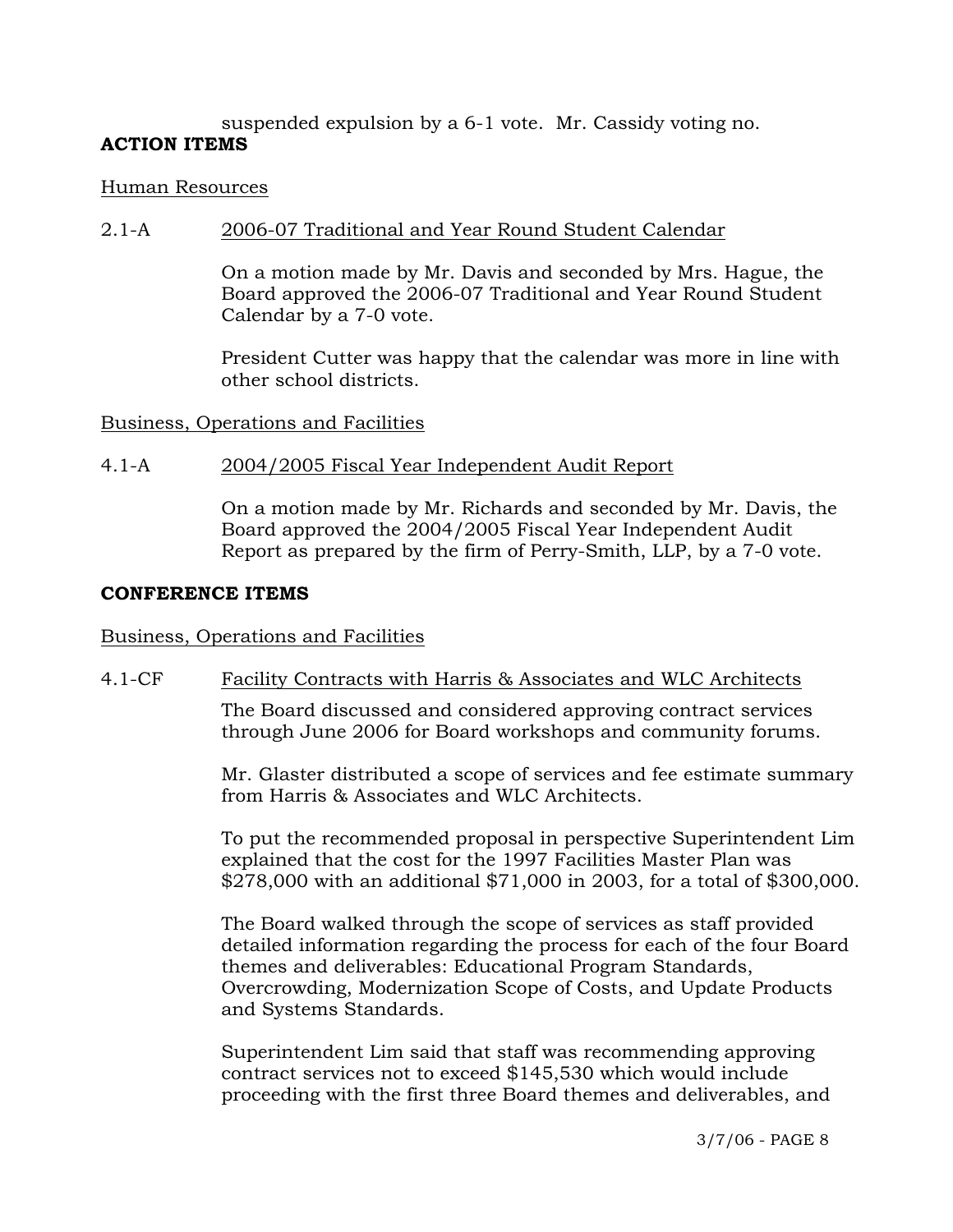suspended expulsion by a 6-1 vote. Mr. Cassidy voting no.

**ACTION ITEMS**

Human Resources

2.1-A 2006-07 Traditional and Year Round Student Calendar

On a motion made by Mr. Davis and seconded by Mrs. Hague, the Board approved the 2006-07 Traditional and Year Round Student Calendar by a 7-0 vote.

President Cutter was happy that the calendar was more in line with other school districts.

Business, Operations and Facilities

4.1-A 2004/2005 Fiscal Year Independent Audit Report

On a motion made by Mr. Richards and seconded by Mr. Davis, the Board approved the 2004/2005 Fiscal Year Independent Audit Report as prepared by the firm of Perry-Smith, LLP, by a 7-0 vote.

**CONFERENCE ITEMS**

Business, Operations and Facilities

4.1-CF Facility Contracts with Harris & Associates and WLC Architects

The Board discussed and considered approving contract services through June 2006 for Board workshops and community forums.

Mr. Glaster distributed a scope of services and fee estimate summary from Harris & Associates and WLC Architects.

To put the recommended proposal in perspective Superintendent Lim explained that the cost for the 1997 Facilities Master Plan was $278,000 with an additional $71,000 in 2003, for a total of $300,000.

The Board walked through the scope of services as staff provided detailed information regarding the process for each of the four Board themes and deliverables: Educational Program Standards, Overcrowding, Modernization Scope of Costs, and Update Products and Systems Standards.

Superintendent Lim said that staff was recommending approving contract services not to exceed $145,530 which would include proceeding with the first three Board themes and deliverables, and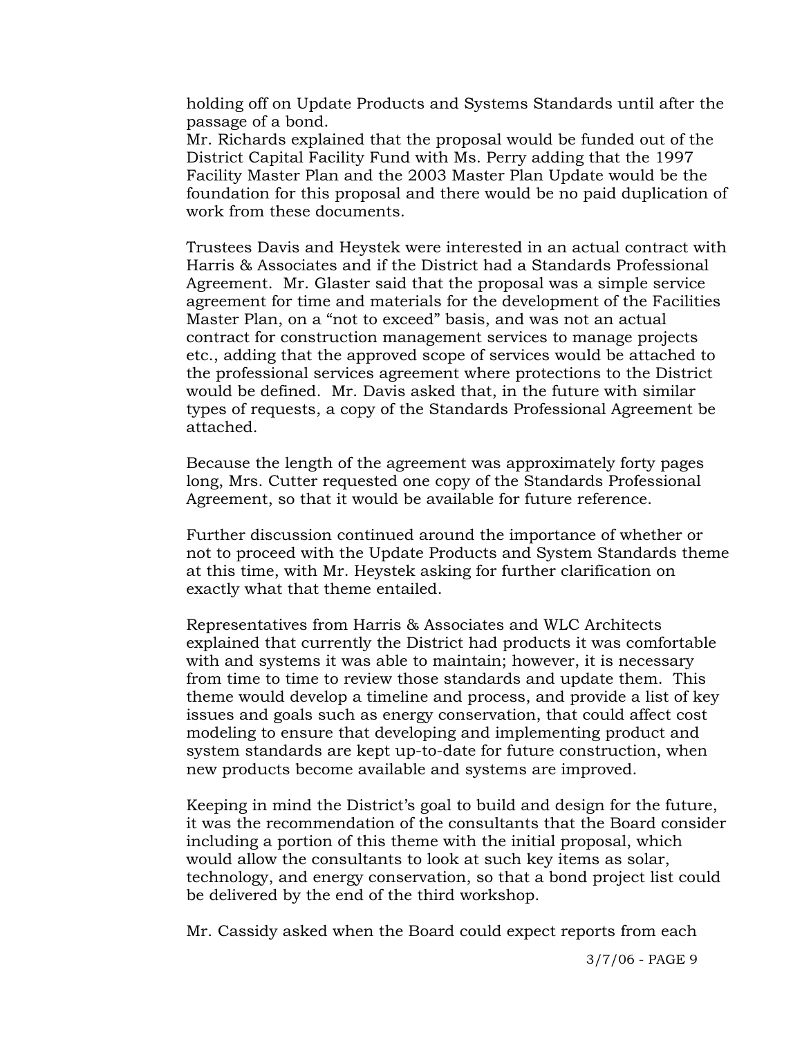holding off on Update Products and Systems Standards until after the passage of a bond.

Mr. Richards explained that the proposal would be funded out of the District Capital Facility Fund with Ms. Perry adding that the 1997 Facility Master Plan and the 2003 Master Plan Update would be the foundation for this proposal and there would be no paid duplication of work from these documents.

Trustees Davis and Heystek were interested in an actual contract with Harris & Associates and if the District had a Standards Professional Agreement. Mr. Glaster said that the proposal was a simple service agreement for time and materials for the development of the Facilities Master Plan, on a "not to exceed" basis, and was not an actual contract for construction management services to manage projects etc., adding that the approved scope of services would be attached to the professional services agreement where protections to the District would be defined. Mr. Davis asked that, in the future with similar types of requests, a copy of the Standards Professional Agreement be attached.

Because the length of the agreement was approximately forty pages long, Mrs. Cutter requested one copy of the Standards Professional Agreement, so that it would be available for future reference.

Further discussion continued around the importance of whether or not to proceed with the Update Products and System Standards theme at this time, with Mr. Heystek asking for further clarification on exactly what that theme entailed.

Representatives from Harris & Associates and WLC Architects explained that currently the District had products it was comfortable with and systems it was able to maintain; however, it is necessary from time to time to review those standards and update them. This theme would develop a timeline and process, and provide a list of key issues and goals such as energy conservation, that could affect cost modeling to ensure that developing and implementing product and system standards are kept up-to-date for future construction, when new products become available and systems are improved.

Keeping in mind the District's goal to build and design for the future, it was the recommendation of the consultants that the Board consider including a portion of this theme with the initial proposal, which would allow the consultants to look at such key items as solar, technology, and energy conservation, so that a bond project list could be delivered by the end of the third workshop.

Mr. Cassidy asked when the Board could expect reports from each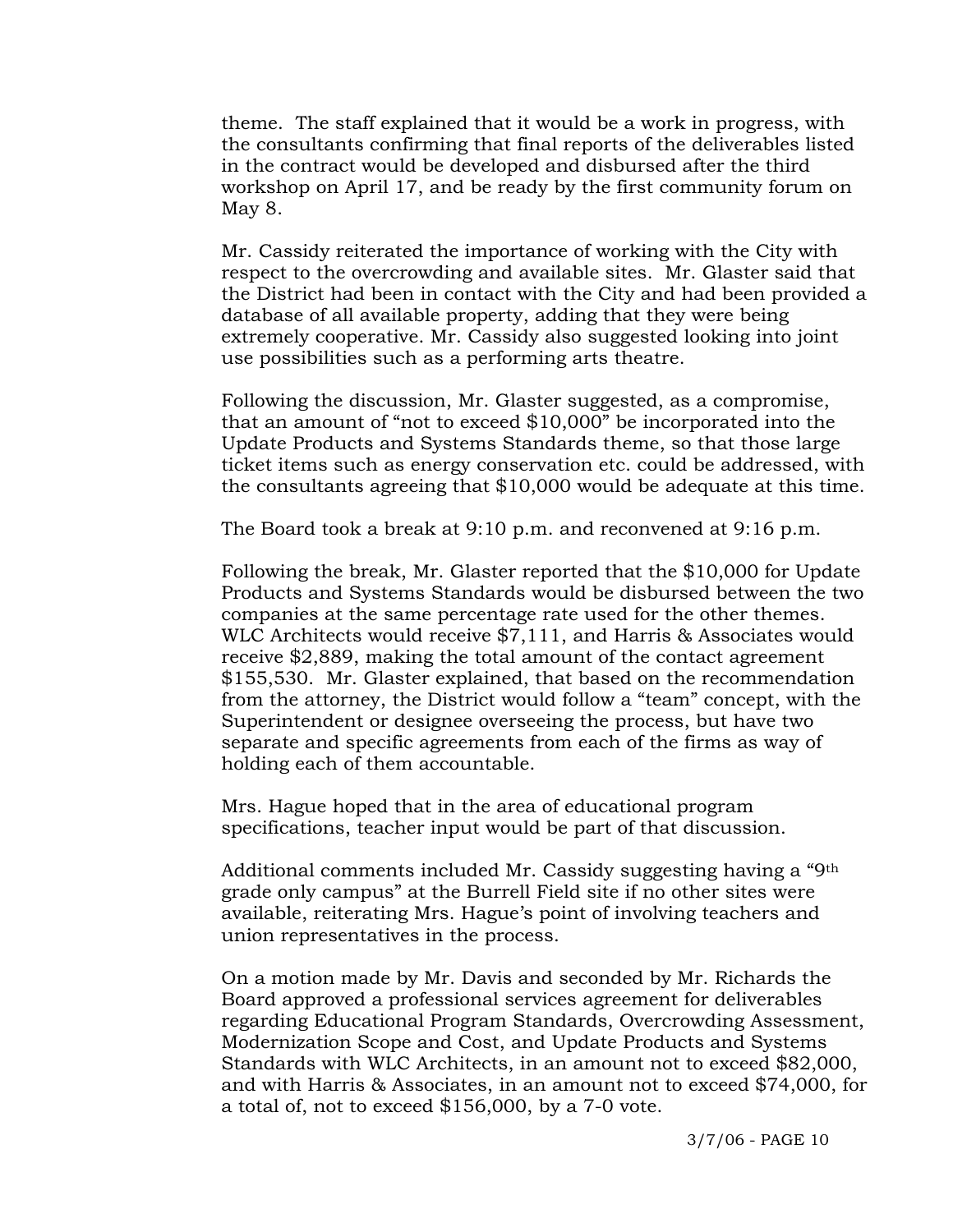theme. The staff explained that it would be a work in progress, with the consultants confirming that final reports of the deliverables listed in the contract would be developed and disbursed after the third workshop on April 17, and be ready by the first community forum on May 8.

Mr. Cassidy reiterated the importance of working with the City with respect to the overcrowding and available sites. Mr. Glaster said that the District had been in contact with the City and had been provided a database of all available property, adding that they were being extremely cooperative. Mr. Cassidy also suggested looking into joint use possibilities such as a performing arts theatre.

Following the discussion, Mr. Glaster suggested, as a compromise, that an amount of "not to exceed $10,000" be incorporated into the Update Products and Systems Standards theme, so that those large ticket items such as energy conservation etc. could be addressed, with the consultants agreeing that $10,000 would be adequate at this time.

The Board took a break at 9:10 p.m. and reconvened at 9:16 p.m.

Following the break, Mr. Glaster reported that the $10,000 for Update Products and Systems Standards would be disbursed between the two companies at the same percentage rate used for the other themes. WLC Architects would receive $7,111, and Harris & Associates would receive $2,889, making the total amount of the contact agreement $155,530. Mr. Glaster explained, that based on the recommendation from the attorney, the District would follow a "team" concept, with the Superintendent or designee overseeing the process, but have two separate and specific agreements from each of the firms as way of holding each of them accountable.

Mrs. Hague hoped that in the area of educational program specifications, teacher input would be part of that discussion.

Additional comments included Mr. Cassidy suggesting having a "9th grade only campus" at the Burrell Field site if no other sites were available, reiterating Mrs. Hague's point of involving teachers and union representatives in the process.

On a motion made by Mr. Davis and seconded by Mr. Richards the Board approved a professional services agreement for deliverables regarding Educational Program Standards, Overcrowding Assessment, Modernization Scope and Cost, and Update Products and Systems Standards with WLC Architects, in an amount not to exceed $82,000, and with Harris & Associates, in an amount not to exceed $74,000, for a total of, not to exceed $156,000, by a 7-0 vote.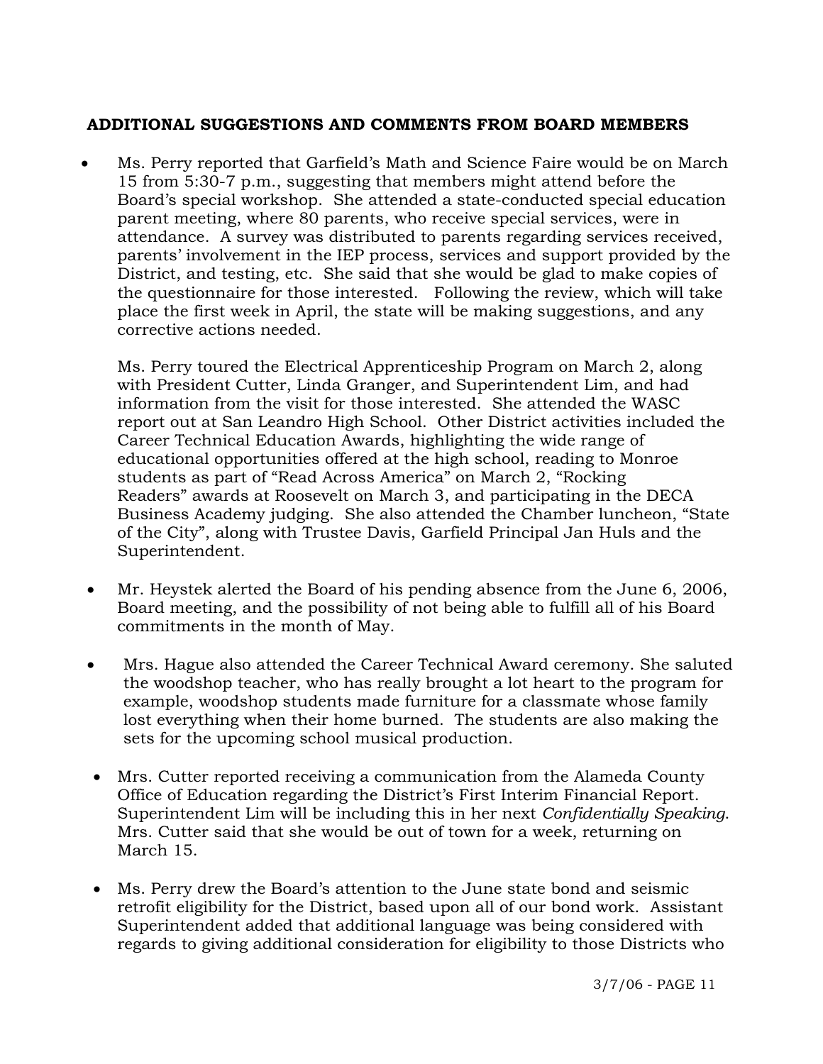## ADDITIONAL SUGGESTIONS AND COMMENTS FROM BOARD MEMBERS

- Ms. Perry reported that Garfield's Math and Science Faire would be on March 15 from 5:30-7 p.m., suggesting that members might attend before the Board's special workshop. She attended a state-conducted special education parent meeting, where 80 parents, who receive special services, were in attendance. A survey was distributed to parents regarding services received, parents' involvement in the IEP process, services and support provided by the District, and testing, etc. She said that she would be glad to make copies of the questionnaire for those interested. Following the review, which will take place the first week in April, the state will be making suggestions, and any corrective actions needed.

  Ms. Perry toured the Electrical Apprenticeship Program on March 2, along with President Cutter, Linda Granger, and Superintendent Lim, and had information from the visit for those interested. She attended the WASC report out at San Leandro High School. Other District activities included the Career Technical Education Awards, highlighting the wide range of educational opportunities offered at the high school, reading to Monroe students as part of "Read Across America" on March 2, "Rocking Readers" awards at Roosevelt on March 3, and participating in the DECA Business Academy judging. She also attended the Chamber luncheon, "State of the City", along with Trustee Davis, Garfield Principal Jan Huls and the Superintendent.

- Mr. Heystek alerted the Board of his pending absence from the June 6, 2006, Board meeting, and the possibility of not being able to fulfill all of his Board commitments in the month of May.

- Mrs. Hague also attended the Career Technical Award ceremony. She saluted the woodshop teacher, who has really brought a lot heart to the program for example, woodshop students made furniture for a classmate whose family lost everything when their home burned. The students are also making the sets for the upcoming school musical production.

- Mrs. Cutter reported receiving a communication from the Alameda County Office of Education regarding the District's First Interim Financial Report. Superintendent Lim will be including this in her next *Confidentially Speaking*. Mrs. Cutter said that she would be out of town for a week, returning on March 15.

- Ms. Perry drew the Board's attention to the June state bond and seismic retrofit eligibility for the District, based upon all of our bond work. Assistant Superintendent added that additional language was being considered with regards to giving additional consideration for eligibility to those Districts who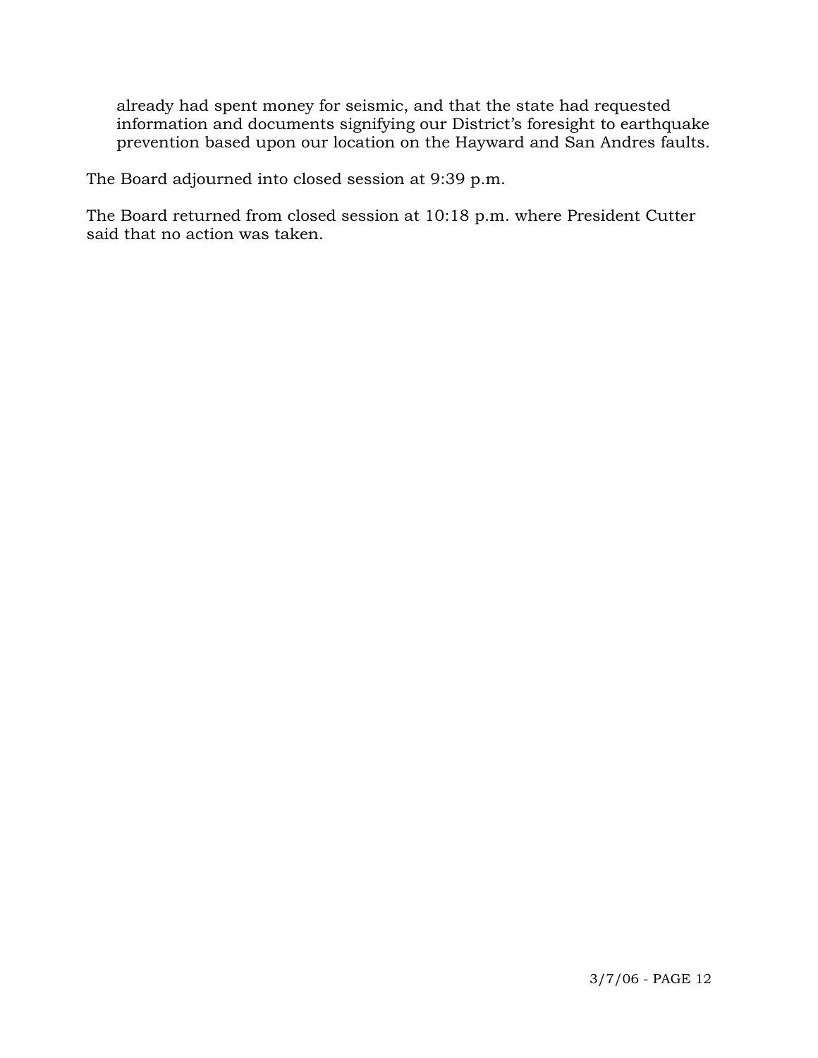already had spent money for seismic, and that the state had requested information and documents signifying our District's foresight to earthquake prevention based upon our location on the Hayward and San Andres faults.

The Board adjourned into closed session at 9:39 p.m.

The Board returned from closed session at 10:18 p.m. where President Cutter said that no action was taken.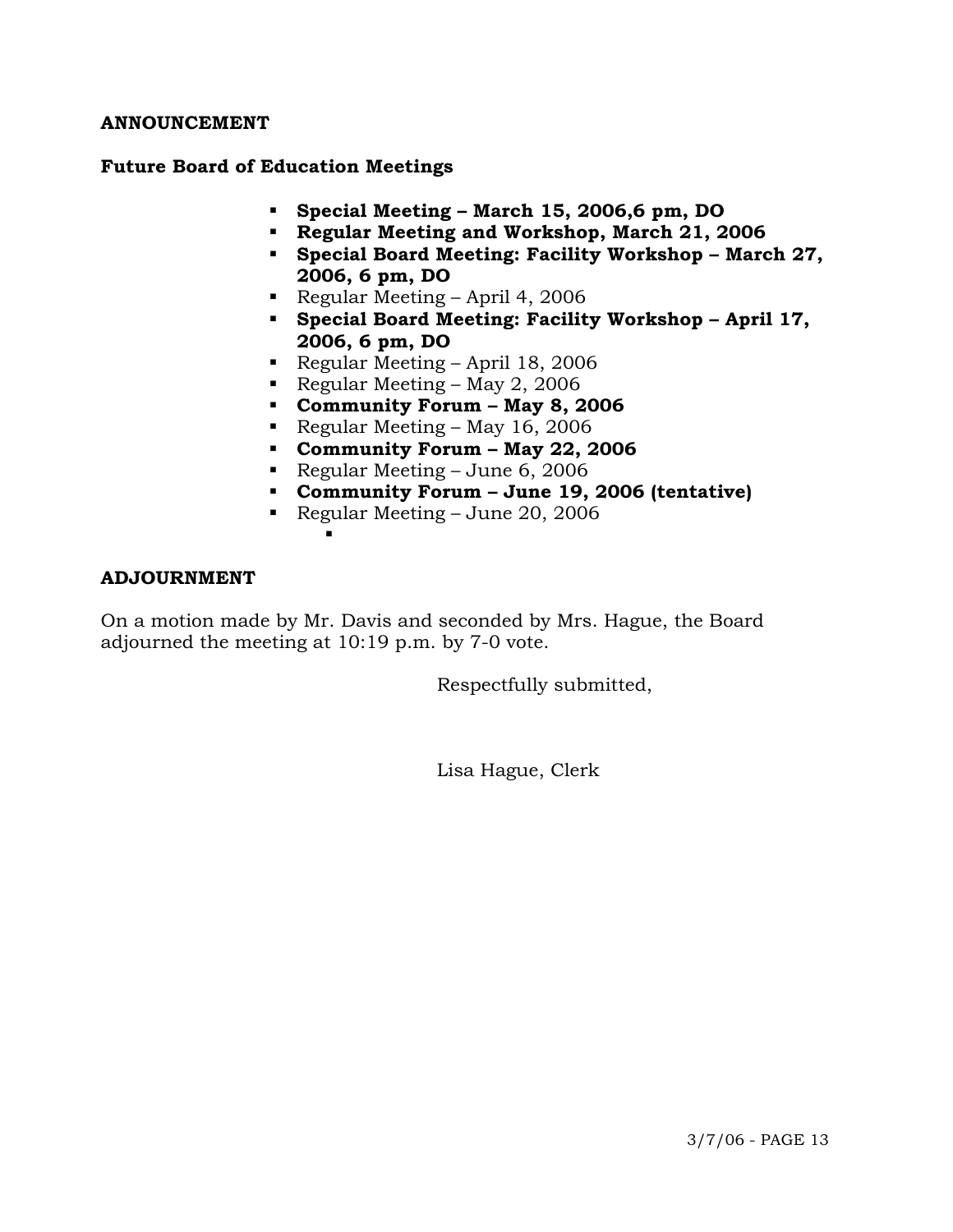**ANNOUNCEMENT**

**Future Board of Education Meetings**

- **Special Meeting – March 15, 2006,6 pm, DO**
- **Regular Meeting and Workshop, March 21, 2006**
- **Special Board Meeting: Facility Workshop – March 27, 2006, 6 pm, DO**
- Regular Meeting – April 4, 2006
- **Special Board Meeting: Facility Workshop – April 17, 2006, 6 pm, DO**
- Regular Meeting – April 18, 2006
- Regular Meeting – May 2, 2006
- **Community Forum – May 8, 2006**
- Regular Meeting – May 16, 2006
- **Community Forum – May 22, 2006**
- Regular Meeting – June 6, 2006
- **Community Forum – June 19, 2006 (tentative)**
- Regular Meeting – June 20, 2006

**ADJOURNMENT**

On a motion made by Mr. Davis and seconded by Mrs. Hague, the Board adjourned the meeting at 10:19 p.m. by 7-0 vote.

Respectfully submitted,

Lisa Hague, Clerk